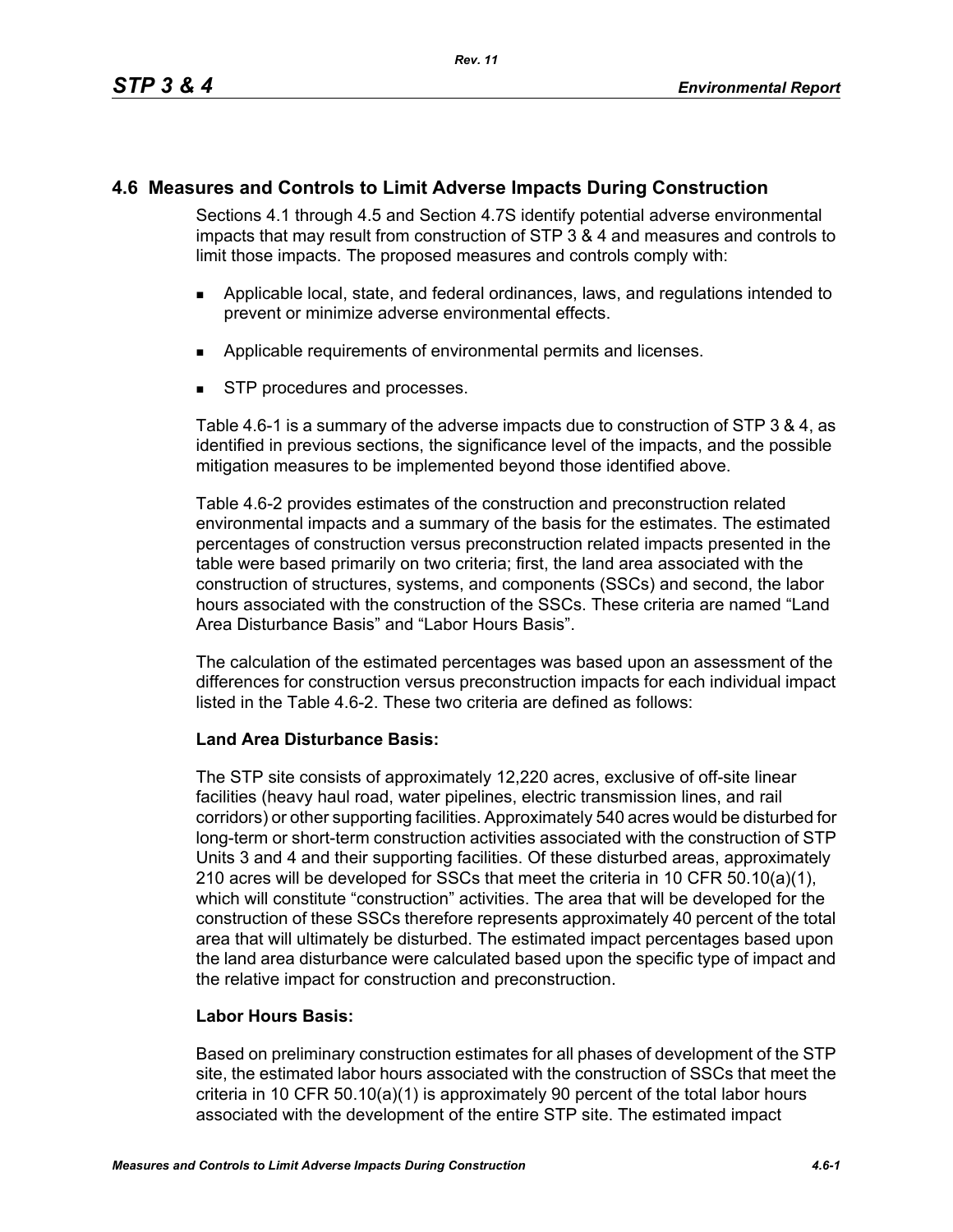## 4.6 Measures and Controls to Limit Adverse Impacts During Construction

Sections 4.1 through 4.5 and Section 4.7S identify potential adverse environmental impacts that may result from construction of STP 3 & 4 and measures and controls to limit those impacts. The proposed measures and controls comply with:

- Applicable local, state, and federal ordinances, laws, and regulations intended to prevent or minimize adverse environmental effects.
- Applicable requirements of environmental permits and licenses.
- STP procedures and processes.

Table 4.6-1 is a summary of the adverse impacts due to construction of STP 3 & 4, as identified in previous sections, the significance level of the impacts, and the possible mitigation measures to be implemented beyond those identified above.

Table 4.6-2 provides estimates of the construction and preconstruction related environmental impacts and a summary of the basis for the estimates. The estimated percentages of construction versus preconstruction related impacts presented in the table were based primarily on two criteria; first, the land area associated with the construction of structures, systems, and components (SSCs) and second, the labor hours associated with the construction of the SSCs. These criteria are named "Land Area Disturbance Basis" and "Labor Hours Basis".

The calculation of the estimated percentages was based upon an assessment of the differences for construction versus preconstruction impacts for each individual impact listed in the Table 4.6-2. These two criteria are defined as follows:

**Land Area Disturbance Basis:**

The STP site consists of approximately 12,220 acres, exclusive of off-site linear facilities (heavy haul road, water pipelines, electric transmission lines, and rail corridors) or other supporting facilities. Approximately 540 acres would be disturbed for long-term or short-term construction activities associated with the construction of STP Units 3 and 4 and their supporting facilities. Of these disturbed areas, approximately 210 acres will be developed for SSCs that meet the criteria in 10 CFR 50.10(a)(1), which will constitute "construction" activities. The area that will be developed for the construction of these SSCs therefore represents approximately 40 percent of the total area that will ultimately be disturbed. The estimated impact percentages based upon the land area disturbance were calculated based upon the specific type of impact and the relative impact for construction and preconstruction.

**Labor Hours Basis:**

Based on preliminary construction estimates for all phases of development of the STP site, the estimated labor hours associated with the construction of SSCs that meet the criteria in 10 CFR 50.10(a)(1) is approximately 90 percent of the total labor hours associated with the development of the entire STP site. The estimated impact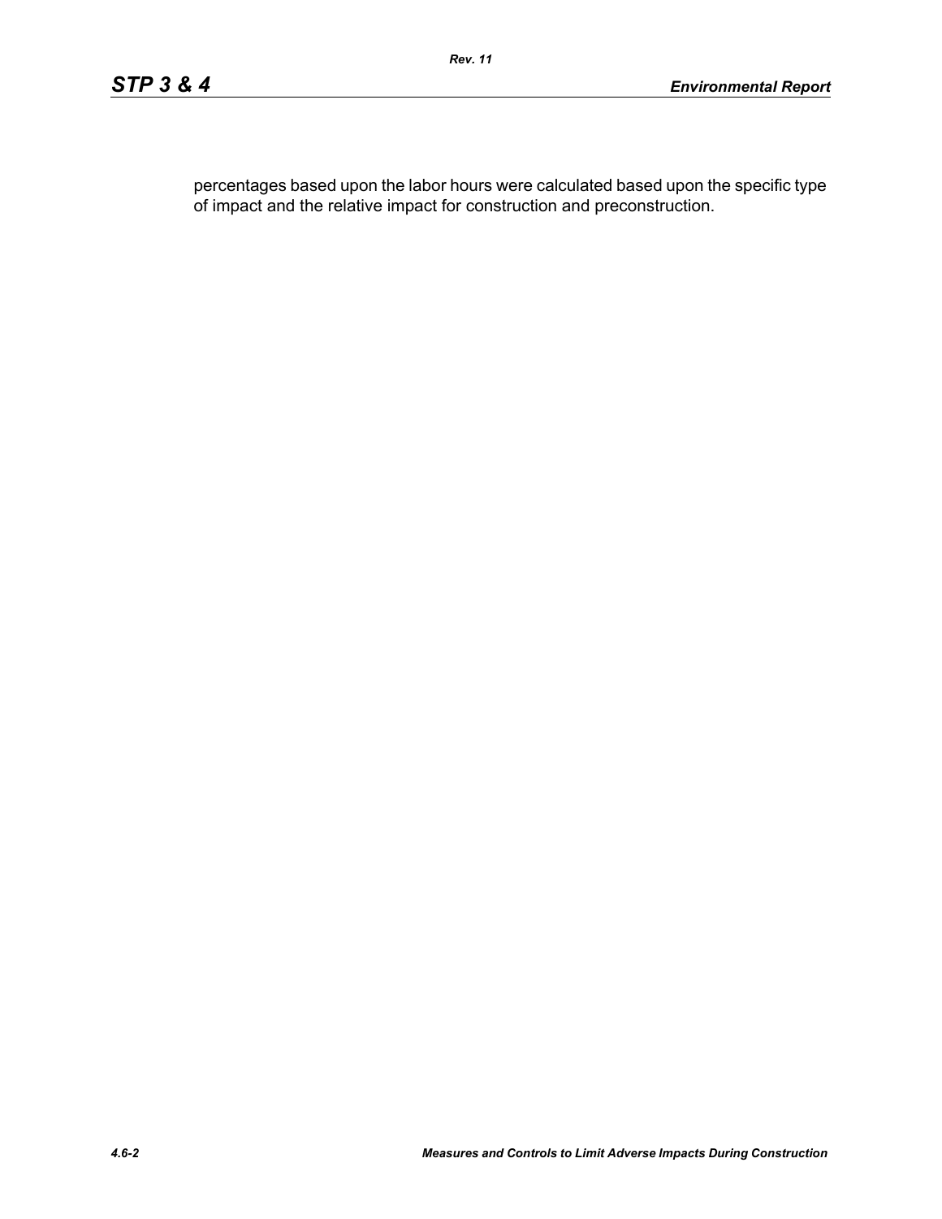percentages based upon the labor hours were calculated based upon the specific type of impact and the relative impact for construction and preconstruction.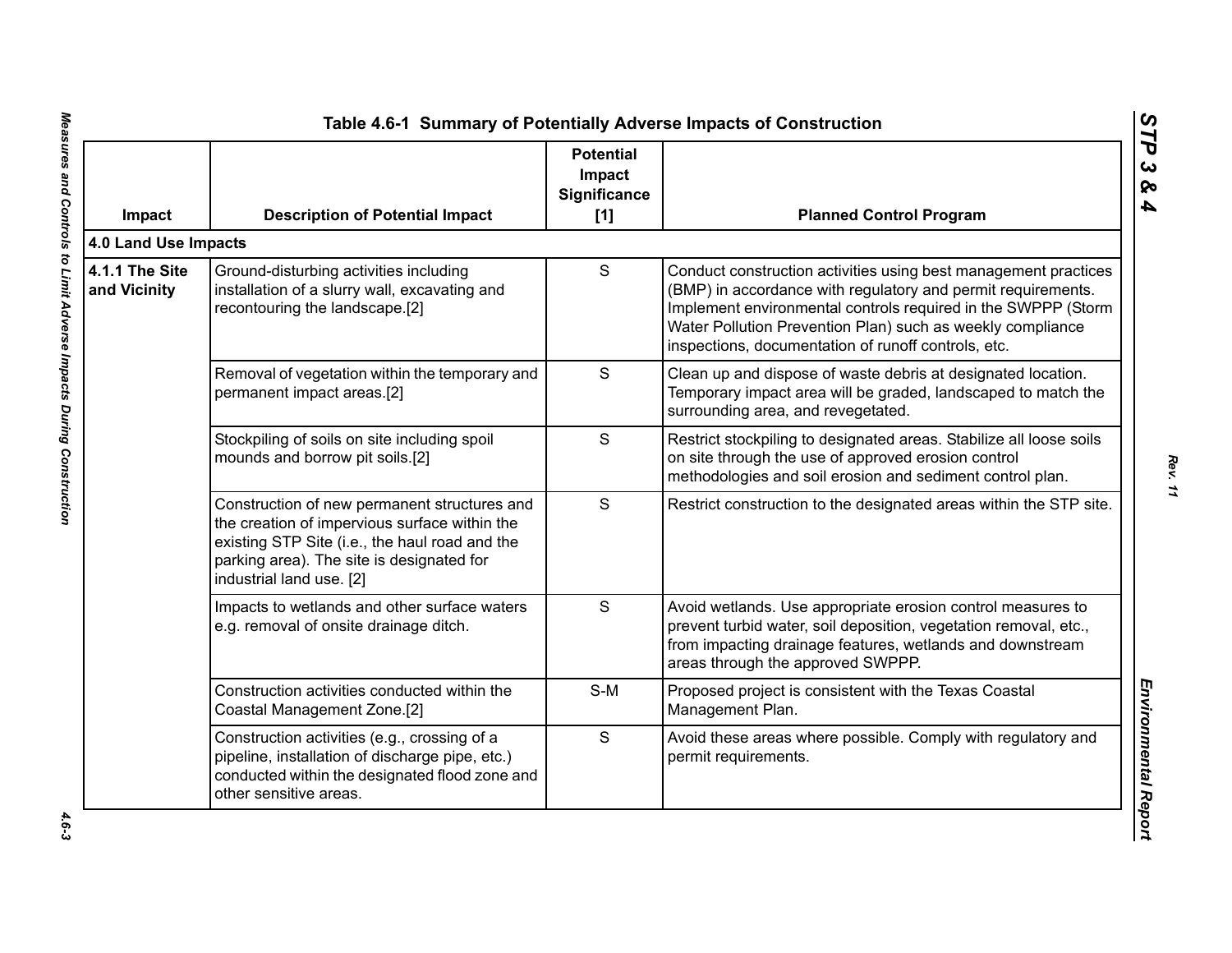## Table 4.6-1 Summary of Potentially Adverse Impacts of Construction

| Impact | Description of Potential Impact | Potential Impact Significance [1] | Planned Control Program |
|---|---|---|---|
| **4.0 Land Use Impacts** | | | |
| **4.1.1 The Site and Vicinity** | Ground-disturbing activities including installation of a slurry wall, excavating and recontouring the landscape.[2] | S | Conduct construction activities using best management practices (BMP) in accordance with regulatory and permit requirements. Implement environmental controls required in the SWPPP (Storm Water Pollution Prevention Plan) such as weekly compliance inspections, documentation of runoff controls, etc. |
| | Removal of vegetation within the temporary and permanent impact areas.[2] | S | Clean up and dispose of waste debris at designated location. Temporary impact area will be graded, landscaped to match the surrounding area, and revegetated. |
| | Stockpiling of soils on site including spoil mounds and borrow pit soils.[2] | S | Restrict stockpiling to designated areas. Stabilize all loose soils on site through the use of approved erosion control methodologies and soil erosion and sediment control plan. |
| | Construction of new permanent structures and the creation of impervious surface within the existing STP Site (i.e., the haul road and the parking area). The site is designated for industrial land use. [2] | S | Restrict construction to the designated areas within the STP site. |
| | Impacts to wetlands and other surface waters e.g. removal of onsite drainage ditch. | S | Avoid wetlands. Use appropriate erosion control measures to prevent turbid water, soil deposition, vegetation removal, etc., from impacting drainage features, wetlands and downstream areas through the approved SWPPP. |
| | Construction activities conducted within the Coastal Management Zone.[2] | S-M | Proposed project is consistent with the Texas Coastal Management Plan. |
| | Construction activities (e.g., crossing of a pipeline, installation of discharge pipe, etc.) conducted within the designated flood zone and other sensitive areas. | S | Avoid these areas where possible. Comply with regulatory and permit requirements. |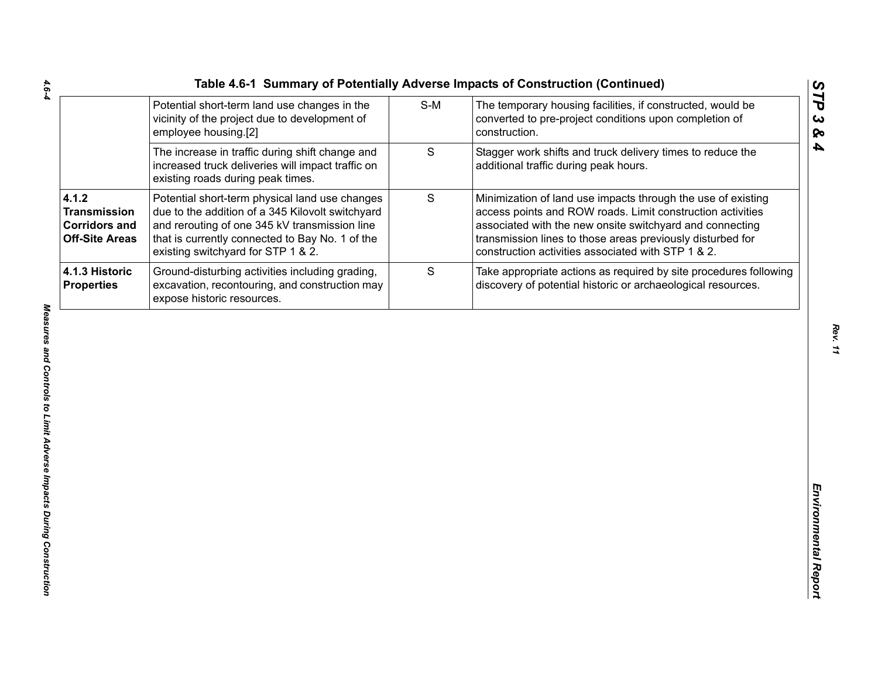**Table 4.6-1 Summary of Potentially Adverse Impacts of Construction (Continued)**

| | | | |
|---|---|---|---|
| | Potential short-term land use changes in the vicinity of the project due to development of employee housing.[2] | S-M | The temporary housing facilities, if constructed, would be converted to pre-project conditions upon completion of construction. |
| | The increase in traffic during shift change and increased truck deliveries will impact traffic on existing roads during peak times. | S | Stagger work shifts and truck delivery times to reduce the additional traffic during peak hours. |
| **4.1.2 Transmission Corridors and Off-Site Areas** | Potential short-term physical land use changes due to the addition of a 345 Kilovolt switchyard and rerouting of one 345 kV transmission line that is currently connected to Bay No. 1 of the existing switchyard for STP 1 & 2. | S | Minimization of land use impacts through the use of existing access points and ROW roads. Limit construction activities associated with the new onsite switchyard and connecting transmission lines to those areas previously disturbed for construction activities associated with STP 1 & 2. |
| **4.1.3 Historic Properties** | Ground-disturbing activities including grading, excavation, recontouring, and construction may expose historic resources. | S | Take appropriate actions as required by site procedures following discovery of potential historic or archaeological resources. |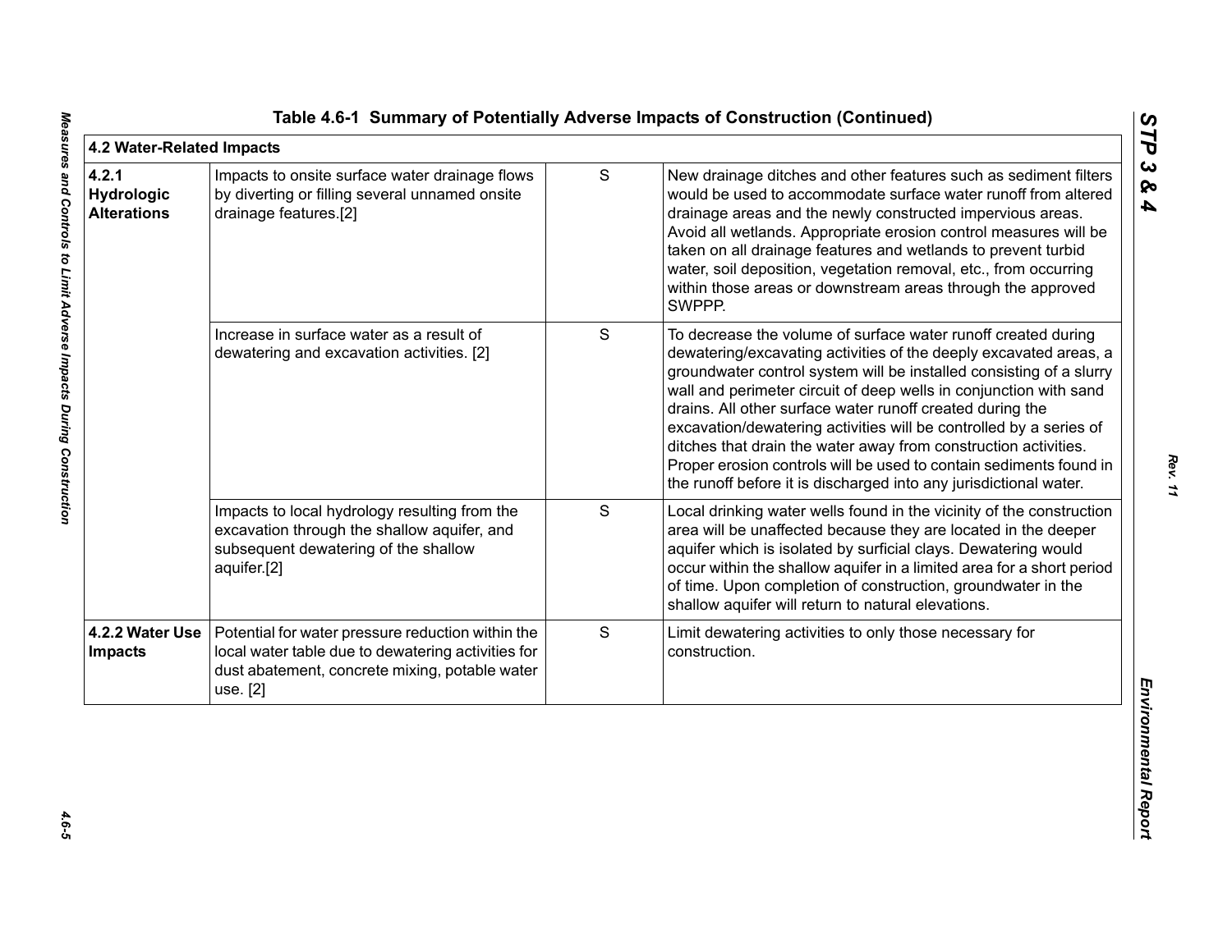**Table 4.6-1 Summary of Potentially Adverse Impacts of Construction (Continued)**

| 4.2 Water-Related Impacts | | | |
|---|---|---|---|
| **4.2.1 Hydrologic Alterations** | Impacts to onsite surface water drainage flows by diverting or filling several unnamed onsite drainage features.[2] | S | New drainage ditches and other features such as sediment filters would be used to accommodate surface water runoff from altered drainage areas and the newly constructed impervious areas. Avoid all wetlands. Appropriate erosion control measures will be taken on all drainage features and wetlands to prevent turbid water, soil deposition, vegetation removal, etc., from occurring within those areas or downstream areas through the approved SWPPP. |
| | Increase in surface water as a result of dewatering and excavation activities. [2] | S | To decrease the volume of surface water runoff created during dewatering/excavating activities of the deeply excavated areas, a groundwater control system will be installed consisting of a slurry wall and perimeter circuit of deep wells in conjunction with sand drains. All other surface water runoff created during the excavation/dewatering activities will be controlled by a series of ditches that drain the water away from construction activities. Proper erosion controls will be used to contain sediments found in the runoff before it is discharged into any jurisdictional water. |
| | Impacts to local hydrology resulting from the excavation through the shallow aquifer, and subsequent dewatering of the shallow aquifer.[2] | S | Local drinking water wells found in the vicinity of the construction area will be unaffected because they are located in the deeper aquifer which is isolated by surficial clays. Dewatering would occur within the shallow aquifer in a limited area for a short period of time. Upon completion of construction, groundwater in the shallow aquifer will return to natural elevations. |
| **4.2.2 Water Use Impacts** | Potential for water pressure reduction within the local water table due to dewatering activities for dust abatement, concrete mixing, potable water use. [2] | S | Limit dewatering activities to only those necessary for construction. |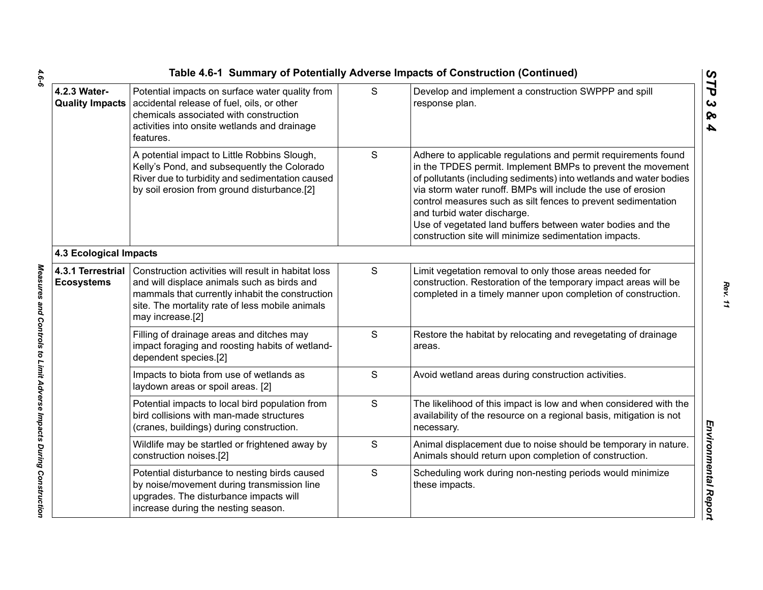Table 4.6-1 Summary of Potentially Adverse Impacts of Construction (Continued)

| | | | |
|---|---|---|---|
| **4.2.3 Water-Quality Impacts** | Potential impacts on surface water quality from accidental release of fuel, oils, or other chemicals associated with construction activities into onsite wetlands and drainage features. | S | Develop and implement a construction SWPPP and spill response plan. |
| | A potential impact to Little Robbins Slough, Kelly's Pond, and subsequently the Colorado River due to turbidity and sedimentation caused by soil erosion from ground disturbance.[2] | S | Adhere to applicable regulations and permit requirements found in the TPDES permit. Implement BMPs to prevent the movement of pollutants (including sediments) into wetlands and water bodies via storm water runoff. BMPs will include the use of erosion control measures such as silt fences to prevent sedimentation and turbid water discharge. Use of vegetated land buffers between water bodies and the construction site will minimize sedimentation impacts. |
| **4.3 Ecological Impacts** | | | |
| **4.3.1 Terrestrial Ecosystems** | Construction activities will result in habitat loss and will displace animals such as birds and mammals that currently inhabit the construction site. The mortality rate of less mobile animals may increase.[2] | S | Limit vegetation removal to only those areas needed for construction. Restoration of the temporary impact areas will be completed in a timely manner upon completion of construction. |
| | Filling of drainage areas and ditches may impact foraging and roosting habits of wetland-dependent species.[2] | S | Restore the habitat by relocating and revegetating of drainage areas. |
| | Impacts to biota from use of wetlands as laydown areas or spoil areas. [2] | S | Avoid wetland areas during construction activities. |
| | Potential impacts to local bird population from bird collisions with man-made structures (cranes, buildings) during construction. | S | The likelihood of this impact is low and when considered with the availability of the resource on a regional basis, mitigation is not necessary. |
| | Wildlife may be startled or frightened away by construction noises.[2] | S | Animal displacement due to noise should be temporary in nature. Animals should return upon completion of construction. |
| | Potential disturbance to nesting birds caused by noise/movement during transmission line upgrades. The disturbance impacts will increase during the nesting season. | S | Scheduling work during non-nesting periods would minimize these impacts. |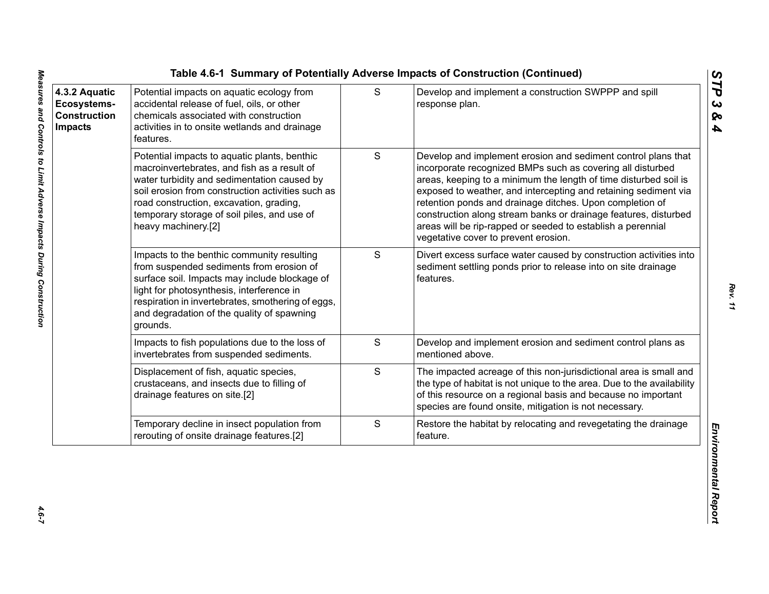Table 4.6-1 Summary of Potentially Adverse Impacts of Construction (Continued)

| | | | |
|---|---|---|---|
| **4.3.2 Aquatic Ecosystems-Construction Impacts** | Potential impacts on aquatic ecology from accidental release of fuel, oils, or other chemicals associated with construction activities in to onsite wetlands and drainage features. | S | Develop and implement a construction SWPPP and spill response plan. |
| | Potential impacts to aquatic plants, benthic macroinvertebrates, and fish as a result of water turbidity and sedimentation caused by soil erosion from construction activities such as road construction, excavation, grading, temporary storage of soil piles, and use of heavy machinery.[2] | S | Develop and implement erosion and sediment control plans that incorporate recognized BMPs such as covering all disturbed areas, keeping to a minimum the length of time disturbed soil is exposed to weather, and intercepting and retaining sediment via retention ponds and drainage ditches. Upon completion of construction along stream banks or drainage features, disturbed areas will be rip-rapped or seeded to establish a perennial vegetative cover to prevent erosion. |
| | Impacts to the benthic community resulting from suspended sediments from erosion of surface soil. Impacts may include blockage of light for photosynthesis, interference in respiration in invertebrates, smothering of eggs, and degradation of the quality of spawning grounds. | S | Divert excess surface water caused by construction activities into sediment settling ponds prior to release into on site drainage features. |
| | Impacts to fish populations due to the loss of invertebrates from suspended sediments. | S | Develop and implement erosion and sediment control plans as mentioned above. |
| | Displacement of fish, aquatic species, crustaceans, and insects due to filling of drainage features on site.[2] | S | The impacted acreage of this non-jurisdictional area is small and the type of habitat is not unique to the area. Due to the availability of this resource on a regional basis and because no important species are found onsite, mitigation is not necessary. |
| | Temporary decline in insect population from rerouting of onsite drainage features.[2] | S | Restore the habitat by relocating and revegetating the drainage feature. |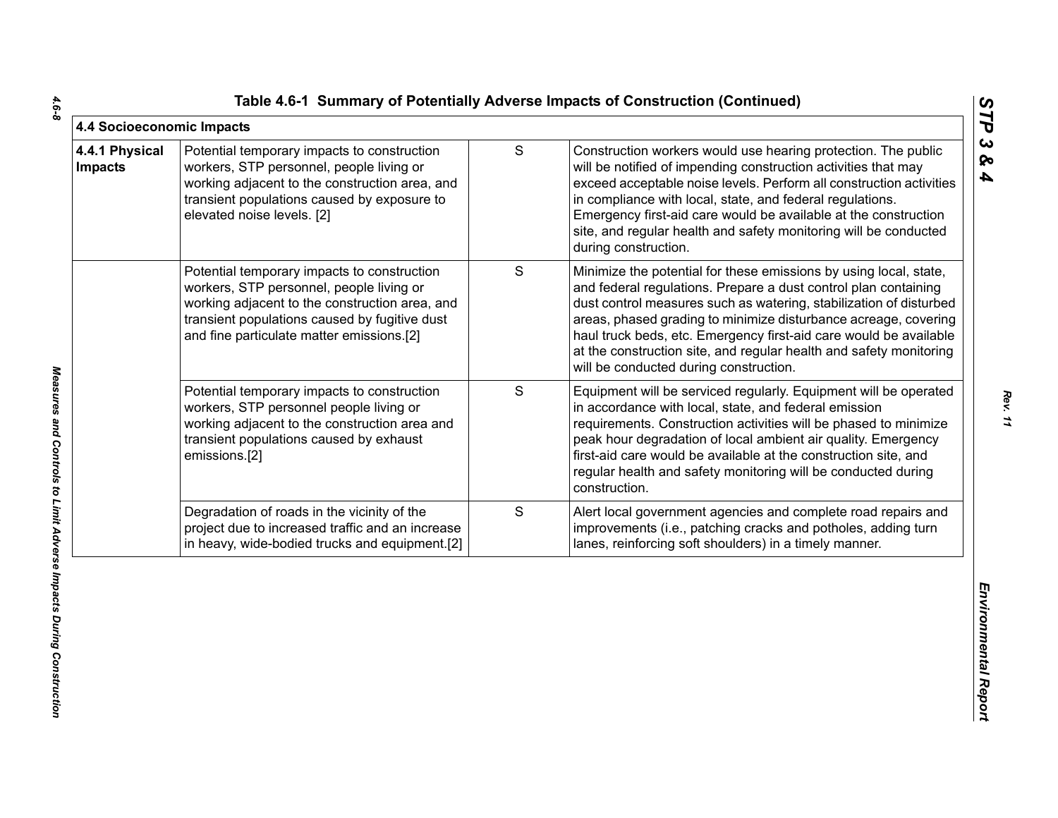Table 4.6-1 Summary of Potentially Adverse Impacts of Construction (Continued)

| 4.4 Socioeconomic Impacts | | | |
|---|---|---|---|
| **4.4.1 Physical Impacts** | Potential temporary impacts to construction workers, STP personnel, people living or working adjacent to the construction area, and transient populations caused by exposure to elevated noise levels. [2] | S | Construction workers would use hearing protection. The public will be notified of impending construction activities that may exceed acceptable noise levels. Perform all construction activities in compliance with local, state, and federal regulations. Emergency first-aid care would be available at the construction site, and regular health and safety monitoring will be conducted during construction. |
| | Potential temporary impacts to construction workers, STP personnel, people living or working adjacent to the construction area, and transient populations caused by fugitive dust and fine particulate matter emissions.[2] | S | Minimize the potential for these emissions by using local, state, and federal regulations. Prepare a dust control plan containing dust control measures such as watering, stabilization of disturbed areas, phased grading to minimize disturbance acreage, covering haul truck beds, etc. Emergency first-aid care would be available at the construction site, and regular health and safety monitoring will be conducted during construction. |
| | Potential temporary impacts to construction workers, STP personnel people living or working adjacent to the construction area and transient populations caused by exhaust emissions.[2] | S | Equipment will be serviced regularly. Equipment will be operated in accordance with local, state, and federal emission requirements. Construction activities will be phased to minimize peak hour degradation of local ambient air quality. Emergency first-aid care would be available at the construction site, and regular health and safety monitoring will be conducted during construction. |
| | Degradation of roads in the vicinity of the project due to increased traffic and an increase in heavy, wide-bodied trucks and equipment.[2] | S | Alert local government agencies and complete road repairs and improvements (i.e., patching cracks and potholes, adding turn lanes, reinforcing soft shoulders) in a timely manner. |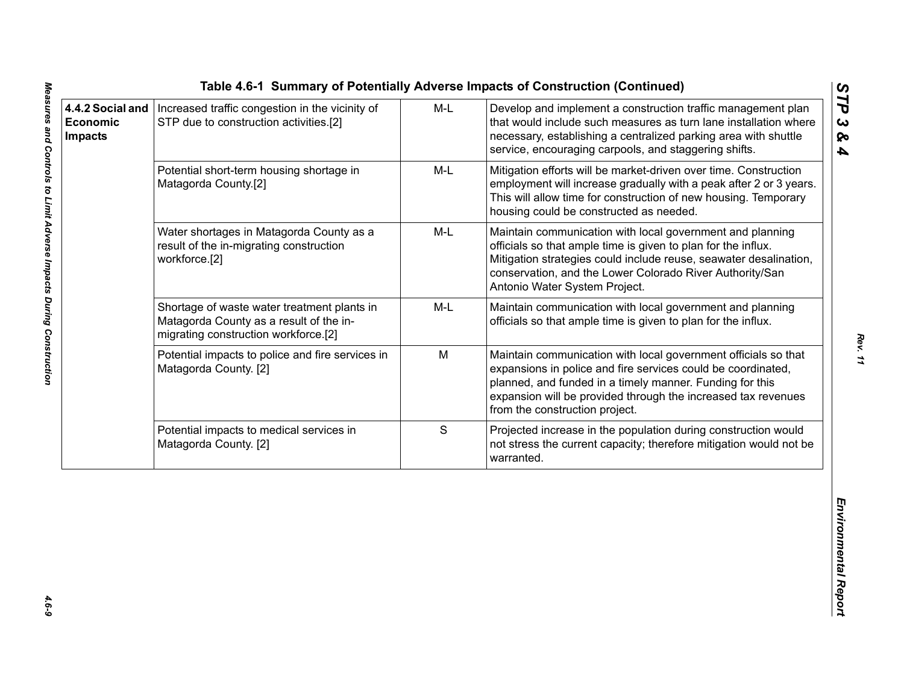**Table 4.6-1 Summary of Potentially Adverse Impacts of Construction (Continued)**

| | | | |
|---|---|---|---|
| **4.4.2 Social and Economic Impacts** | Increased traffic congestion in the vicinity of STP due to construction activities.[2] | M-L | Develop and implement a construction traffic management plan that would include such measures as turn lane installation where necessary, establishing a centralized parking area with shuttle service, encouraging carpools, and staggering shifts. |
| | Potential short-term housing shortage in Matagorda County.[2] | M-L | Mitigation efforts will be market-driven over time. Construction employment will increase gradually with a peak after 2 or 3 years. This will allow time for construction of new housing. Temporary housing could be constructed as needed. |
| | Water shortages in Matagorda County as a result of the in-migrating construction workforce.[2] | M-L | Maintain communication with local government and planning officials so that ample time is given to plan for the influx. Mitigation strategies could include reuse, seawater desalination, conservation, and the Lower Colorado River Authority/San Antonio Water System Project. |
| | Shortage of waste water treatment plants in Matagorda County as a result of the in-migrating construction workforce.[2] | M-L | Maintain communication with local government and planning officials so that ample time is given to plan for the influx. |
| | Potential impacts to police and fire services in Matagorda County. [2] | M | Maintain communication with local government officials so that expansions in police and fire services could be coordinated, planned, and funded in a timely manner. Funding for this expansion will be provided through the increased tax revenues from the construction project. |
| | Potential impacts to medical services in Matagorda County. [2] | S | Projected increase in the population during construction would not stress the current capacity; therefore mitigation would not be warranted. |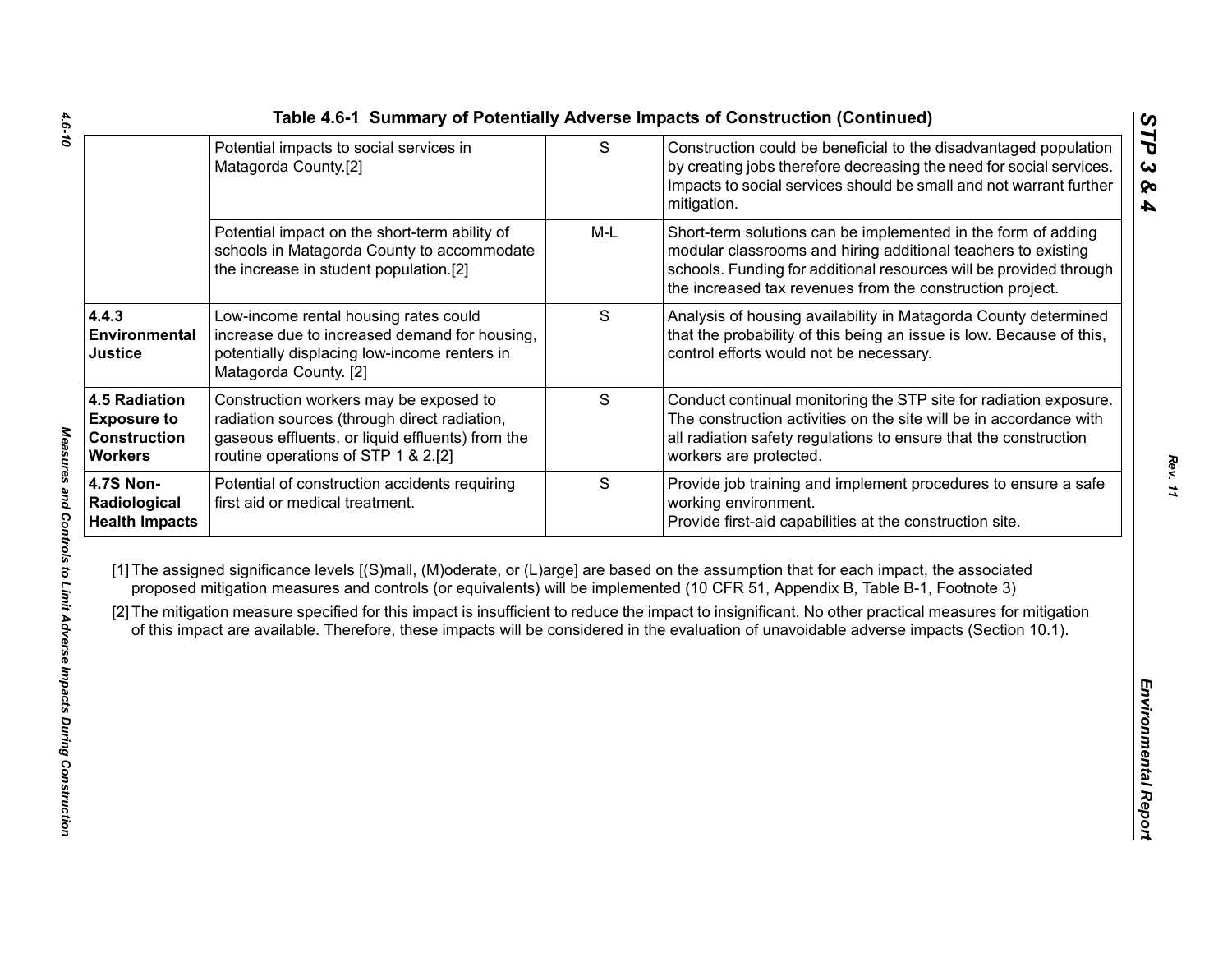Table 4.6-1 Summary of Potentially Adverse Impacts of Construction (Continued)

| | | | |
|---|---|---|---|
| | Potential impacts to social services in Matagorda County.[2] | S | Construction could be beneficial to the disadvantaged population by creating jobs therefore decreasing the need for social services. Impacts to social services should be small and not warrant further mitigation. |
| | Potential impact on the short-term ability of schools in Matagorda County to accommodate the increase in student population.[2] | M-L | Short-term solutions can be implemented in the form of adding modular classrooms and hiring additional teachers to existing schools. Funding for additional resources will be provided through the increased tax revenues from the construction project. |
| **4.4.3 Environmental Justice** | Low-income rental housing rates could increase due to increased demand for housing, potentially displacing low-income renters in Matagorda County. [2] | S | Analysis of housing availability in Matagorda County determined that the probability of this being an issue is low. Because of this, control efforts would not be necessary. |
| **4.5 Radiation Exposure to Construction Workers** | Construction workers may be exposed to radiation sources (through direct radiation, gaseous effluents, or liquid effluents) from the routine operations of STP 1 & 2.[2] | S | Conduct continual monitoring the STP site for radiation exposure. The construction activities on the site will be in accordance with all radiation safety regulations to ensure that the construction workers are protected. |
| **4.7S Non-Radiological Health Impacts** | Potential of construction accidents requiring first aid or medical treatment. | S | Provide job training and implement procedures to ensure a safe working environment.<br>Provide first-aid capabilities at the construction site. |

[1] The assigned significance levels [(S)mall, (M)oderate, or (L)arge] are based on the assumption that for each impact, the associated proposed mitigation measures and controls (or equivalents) will be implemented (10 CFR 51, Appendix B, Table B-1, Footnote 3)

[2] The mitigation measure specified for this impact is insufficient to reduce the impact to insignificant. No other practical measures for mitigation of this impact are available. Therefore, these impacts will be considered in the evaluation of unavoidable adverse impacts (Section 10.1).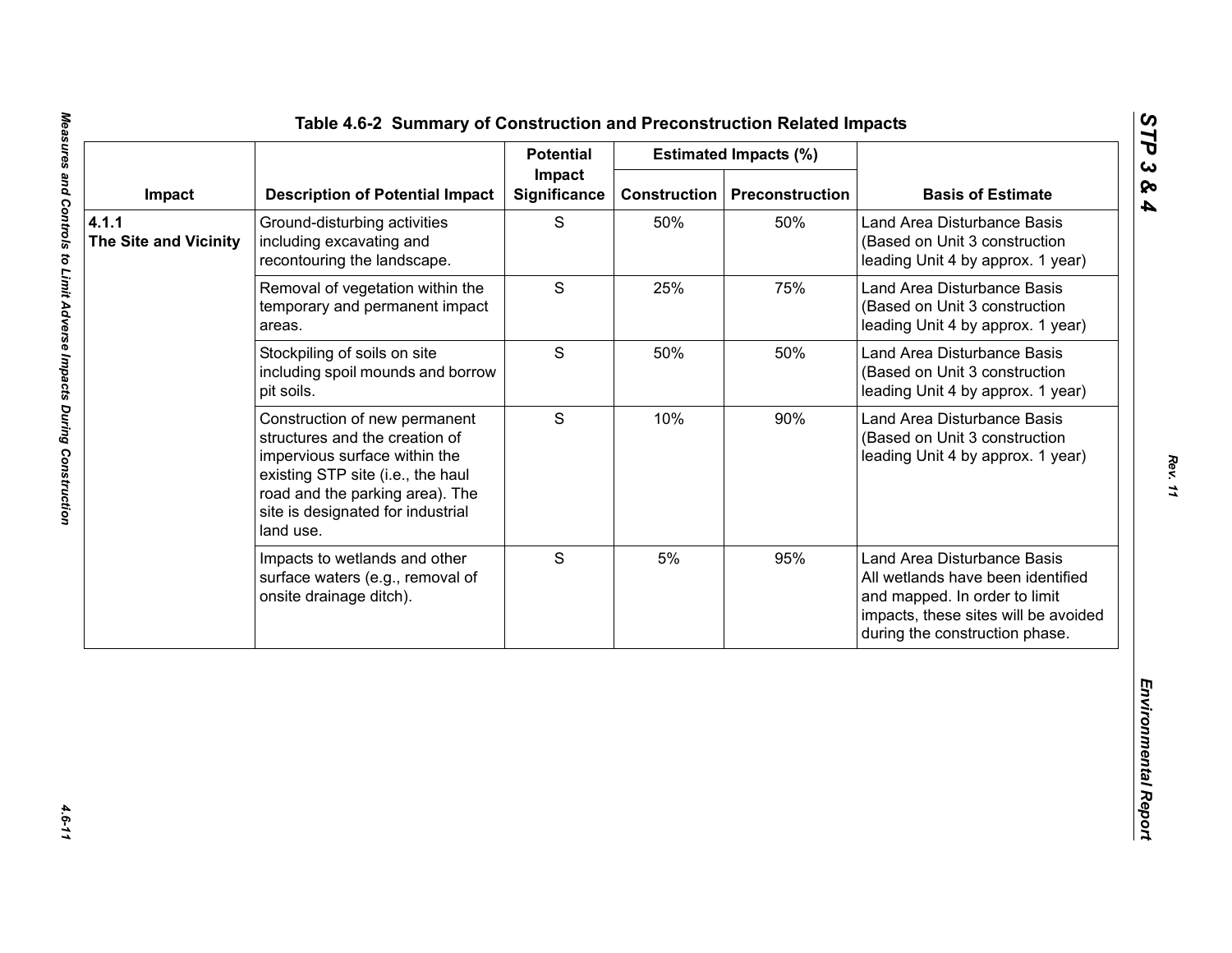## Table 4.6-2 Summary of Construction and Preconstruction Related Impacts

| Impact | Description of Potential Impact | Potential Impact Significance | Estimated Impacts (%) | | Basis of Estimate |
|---|---|---|---|---|---|
| | | | Construction | Preconstruction | |
| **4.1.1 The Site and Vicinity** | Ground-disturbing activities including excavating and recontouring the landscape. | S | 50% | 50% | Land Area Disturbance Basis (Based on Unit 3 construction leading Unit 4 by approx. 1 year) |
| | Removal of vegetation within the temporary and permanent impact areas. | S | 25% | 75% | Land Area Disturbance Basis (Based on Unit 3 construction leading Unit 4 by approx. 1 year) |
| | Stockpiling of soils on site including spoil mounds and borrow pit soils. | S | 50% | 50% | Land Area Disturbance Basis (Based on Unit 3 construction leading Unit 4 by approx. 1 year) |
| | Construction of new permanent structures and the creation of impervious surface within the existing STP site (i.e., the haul road and the parking area). The site is designated for industrial land use. | S | 10% | 90% | Land Area Disturbance Basis (Based on Unit 3 construction leading Unit 4 by approx. 1 year) |
| | Impacts to wetlands and other surface waters (e.g., removal of onsite drainage ditch). | S | 5% | 95% | Land Area Disturbance Basis All wetlands have been identified and mapped. In order to limit impacts, these sites will be avoided during the construction phase. |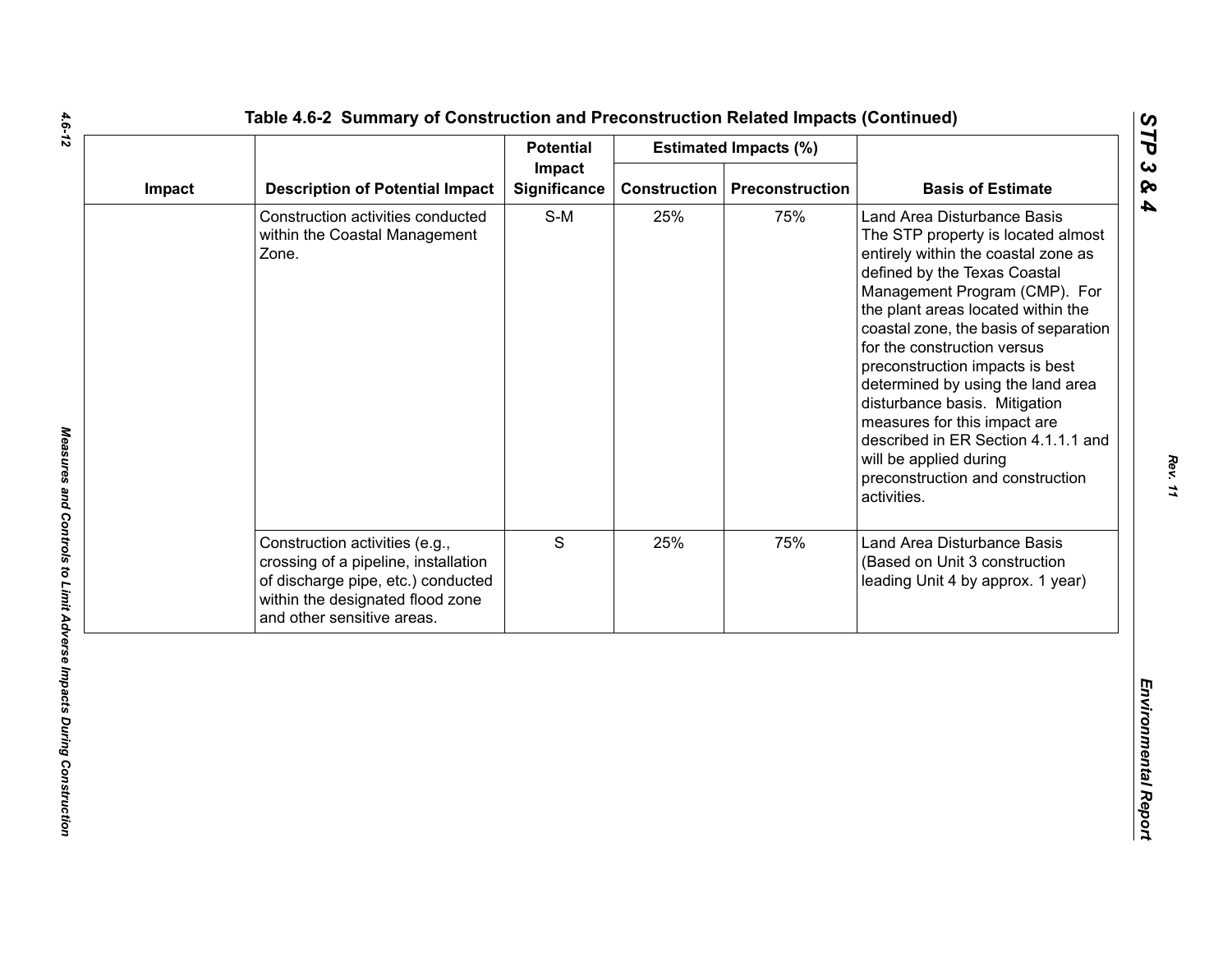## Table 4.6-2 Summary of Construction and Preconstruction Related Impacts (Continued)

| Impact | Description of Potential Impact | Potential Impact Significance | Estimated Impacts (%) | | Basis of Estimate |
|---|---|---|---|---|---|
| | | | Construction | Preconstruction | |
| | Construction activities conducted within the Coastal Management Zone. | S-M | 25% | 75% | Land Area Disturbance Basis<br>The STP property is located almost entirely within the coastal zone as defined by the Texas Coastal Management Program (CMP). For the plant areas located within the coastal zone, the basis of separation for the construction versus preconstruction impacts is best determined by using the land area disturbance basis. Mitigation measures for this impact are described in ER Section 4.1.1.1 and will be applied during preconstruction and construction activities. |
| | Construction activities (e.g., crossing of a pipeline, installation of discharge pipe, etc.) conducted within the designated flood zone and other sensitive areas. | S | 25% | 75% | Land Area Disturbance Basis (Based on Unit 3 construction leading Unit 4 by approx. 1 year) |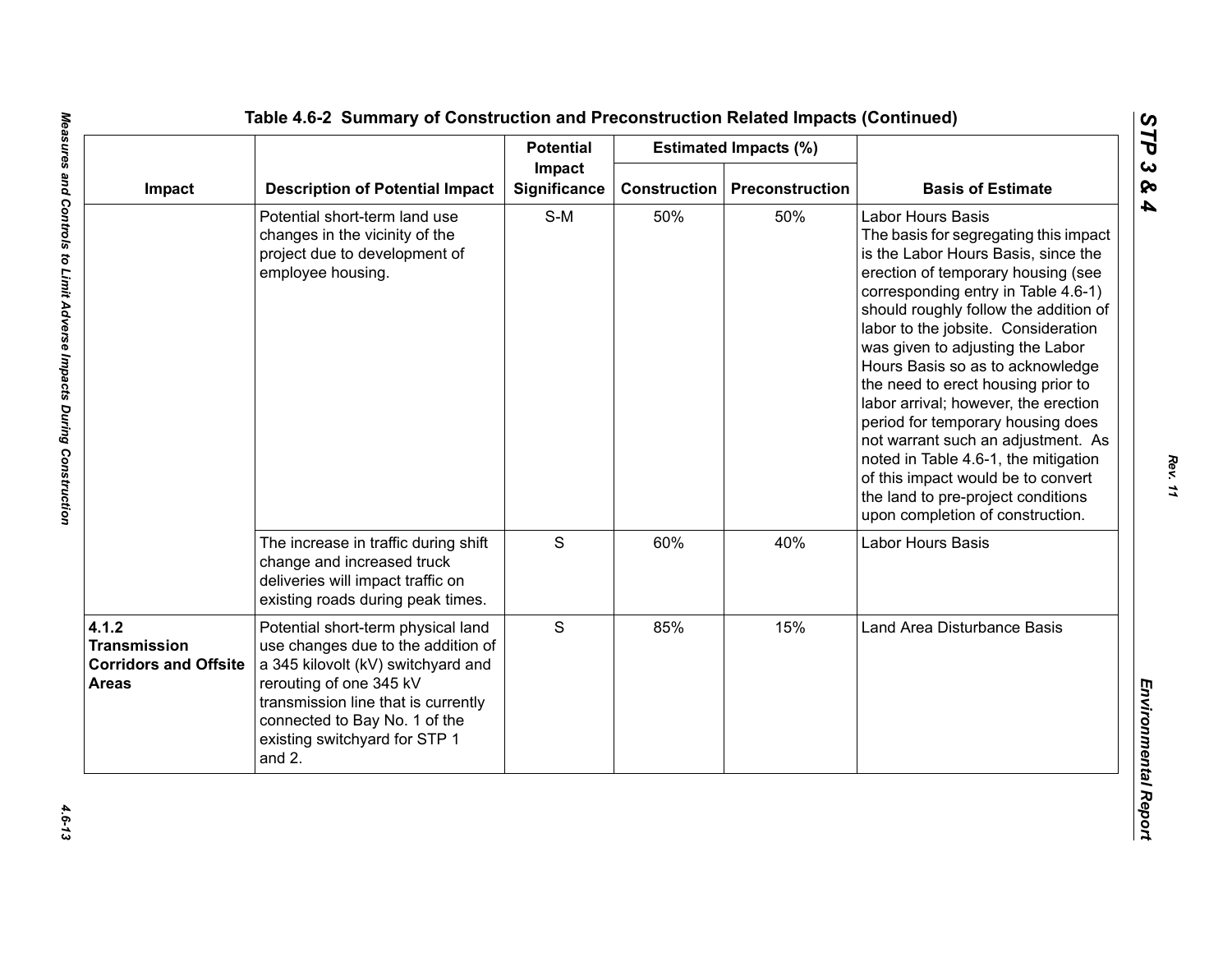## Table 4.6-2 Summary of Construction and Preconstruction Related Impacts (Continued)

| Impact | Description of Potential Impact | Potential Impact Significance | Estimated Impacts (%) | | Basis of Estimate |
|---|---|---|---|---|---|
| | | | Construction | Preconstruction | |
| | Potential short-term land use changes in the vicinity of the project due to development of employee housing. | S-M | 50% | 50% | Labor Hours Basis<br>The basis for segregating this impact is the Labor Hours Basis, since the erection of temporary housing (see corresponding entry in Table 4.6-1) should roughly follow the addition of labor to the jobsite. Consideration was given to adjusting the Labor Hours Basis so as to acknowledge the need to erect housing prior to labor arrival; however, the erection period for temporary housing does not warrant such an adjustment. As noted in Table 4.6-1, the mitigation of this impact would be to convert the land to pre-project conditions upon completion of construction. |
| | The increase in traffic during shift change and increased truck deliveries will impact traffic on existing roads during peak times. | S | 60% | 40% | Labor Hours Basis |
| **4.1.2 Transmission Corridors and Offsite Areas** | Potential short-term physical land use changes due to the addition of a 345 kilovolt (kV) switchyard and rerouting of one 345 kV transmission line that is currently connected to Bay No. 1 of the existing switchyard for STP 1 and 2. | S | 85% | 15% | Land Area Disturbance Basis |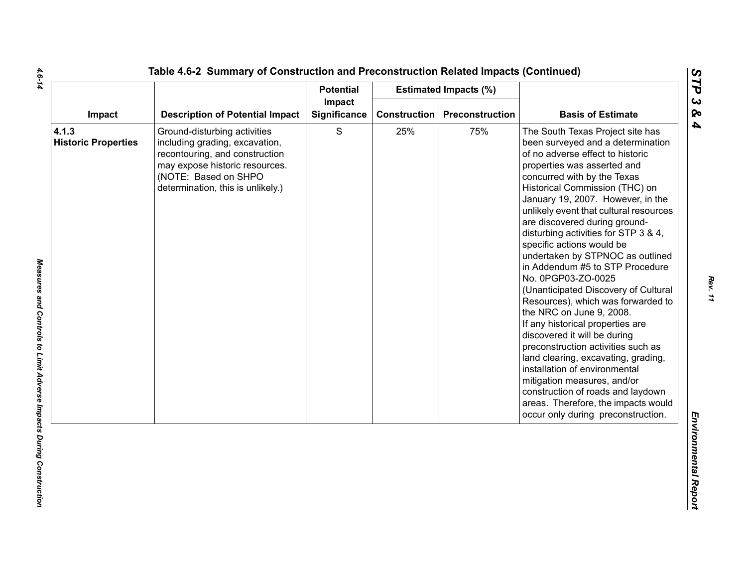Table 4.6-2 Summary of Construction and Preconstruction Related Impacts (Continued)

| Impact | Description of Potential Impact | Potential Impact Significance | Estimated Impacts (%) | | Basis of Estimate |
|---|---|---|---|---|---|
| | | | Construction | Preconstruction | |
| **4.1.3 Historic Properties** | Ground-disturbing activities including grading, excavation, recontouring, and construction may expose historic resources. (NOTE: Based on SHPO determination, this is unlikely.) | S | 25% | 75% | The South Texas Project site has been surveyed and a determination of no adverse effect to historic properties was asserted and concurred with by the Texas Historical Commission (THC) on January 19, 2007. However, in the unlikely event that cultural resources are discovered during ground-disturbing activities for STP 3 & 4, specific actions would be undertaken by STPNOC as outlined in Addendum #5 to STP Procedure No. 0PGP03-ZO-0025 (Unanticipated Discovery of Cultural Resources), which was forwarded to the NRC on June 9, 2008. If any historical properties are discovered it will be during preconstruction activities such as land clearing, excavating, grading, installation of environmental mitigation measures, and/or construction of roads and laydown areas. Therefore, the impacts would occur only during preconstruction. |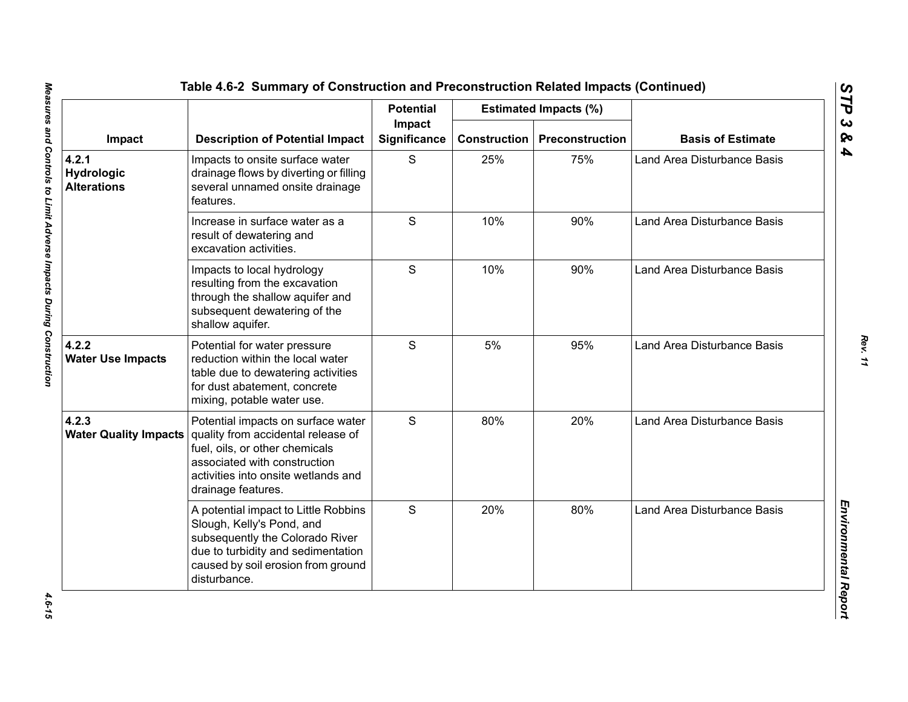## Table 4.6-2 Summary of Construction and Preconstruction Related Impacts (Continued)

| Impact | Description of Potential Impact | Potential Impact Significance | Estimated Impacts (%) | | Basis of Estimate |
|---|---|---|---|---|---|
| | | | Construction | Preconstruction | |
| **4.2.1 Hydrologic Alterations** | Impacts to onsite surface water drainage flows by diverting or filling several unnamed onsite drainage features. | S | 25% | 75% | Land Area Disturbance Basis |
| | Increase in surface water as a result of dewatering and excavation activities. | S | 10% | 90% | Land Area Disturbance Basis |
| | Impacts to local hydrology resulting from the excavation through the shallow aquifer and subsequent dewatering of the shallow aquifer. | S | 10% | 90% | Land Area Disturbance Basis |
| **4.2.2 Water Use Impacts** | Potential for water pressure reduction within the local water table due to dewatering activities for dust abatement, concrete mixing, potable water use. | S | 5% | 95% | Land Area Disturbance Basis |
| **4.2.3 Water Quality Impacts** | Potential impacts on surface water quality from accidental release of fuel, oils, or other chemicals associated with construction activities into onsite wetlands and drainage features. | S | 80% | 20% | Land Area Disturbance Basis |
| | A potential impact to Little Robbins Slough, Kelly's Pond, and subsequently the Colorado River due to turbidity and sedimentation caused by soil erosion from ground disturbance. | S | 20% | 80% | Land Area Disturbance Basis |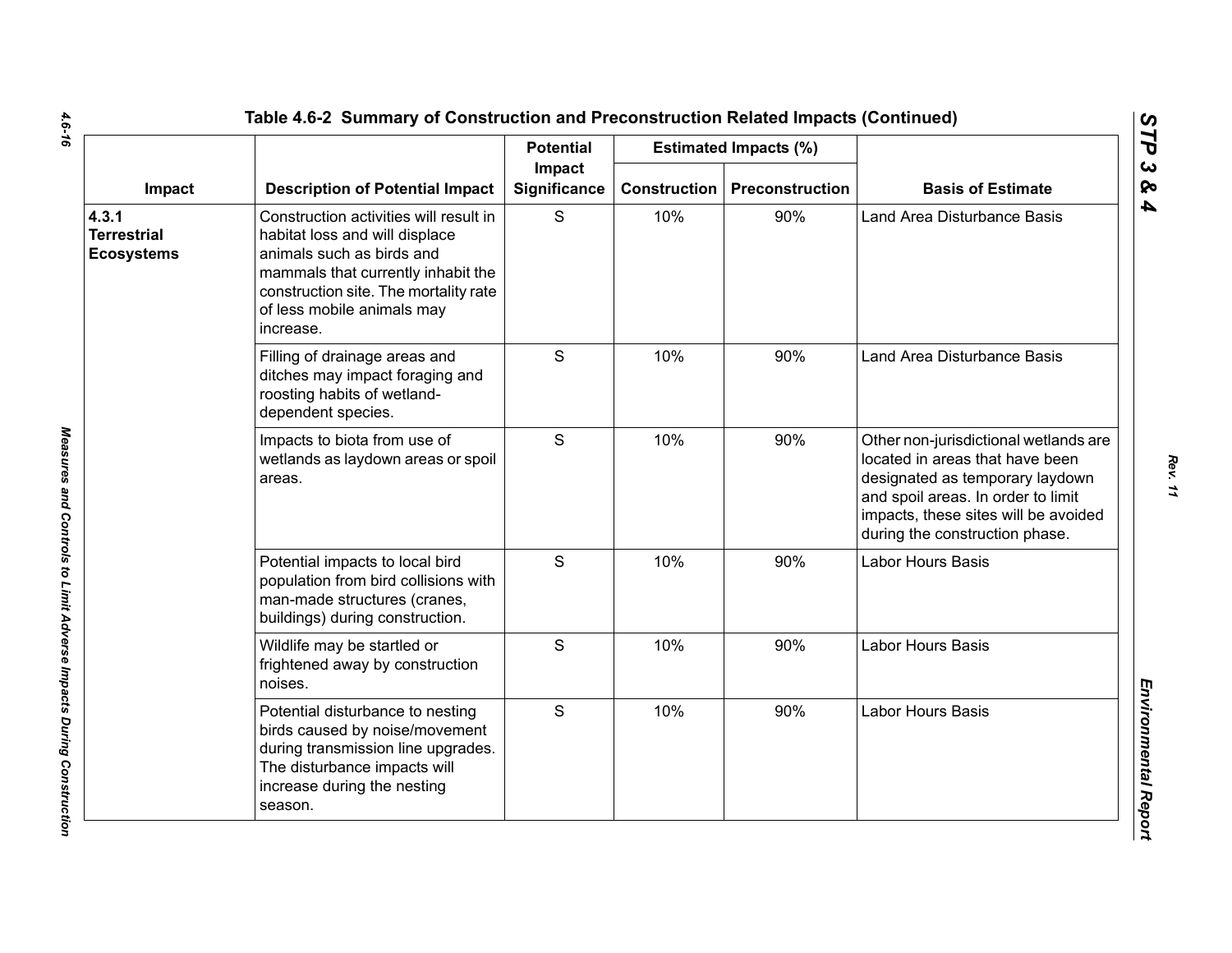## Table 4.6-2 Summary of Construction and Preconstruction Related Impacts (Continued)

| Impact | Description of Potential Impact | Potential Impact Significance | Estimated Impacts (%) | | Basis of Estimate |
|---|---|---|---|---|---|
| | | | Construction | Preconstruction | |
| **4.3.1 Terrestrial Ecosystems** | Construction activities will result in habitat loss and will displace animals such as birds and mammals that currently inhabit the construction site. The mortality rate of less mobile animals may increase. | S | 10% | 90% | Land Area Disturbance Basis |
| | Filling of drainage areas and ditches may impact foraging and roosting habits of wetland-dependent species. | S | 10% | 90% | Land Area Disturbance Basis |
| | Impacts to biota from use of wetlands as laydown areas or spoil areas. | S | 10% | 90% | Other non-jurisdictional wetlands are located in areas that have been designated as temporary laydown and spoil areas. In order to limit impacts, these sites will be avoided during the construction phase. |
| | Potential impacts to local bird population from bird collisions with man-made structures (cranes, buildings) during construction. | S | 10% | 90% | Labor Hours Basis |
| | Wildlife may be startled or frightened away by construction noises. | S | 10% | 90% | Labor Hours Basis |
| | Potential disturbance to nesting birds caused by noise/movement during transmission line upgrades. The disturbance impacts will increase during the nesting season. | S | 10% | 90% | Labor Hours Basis |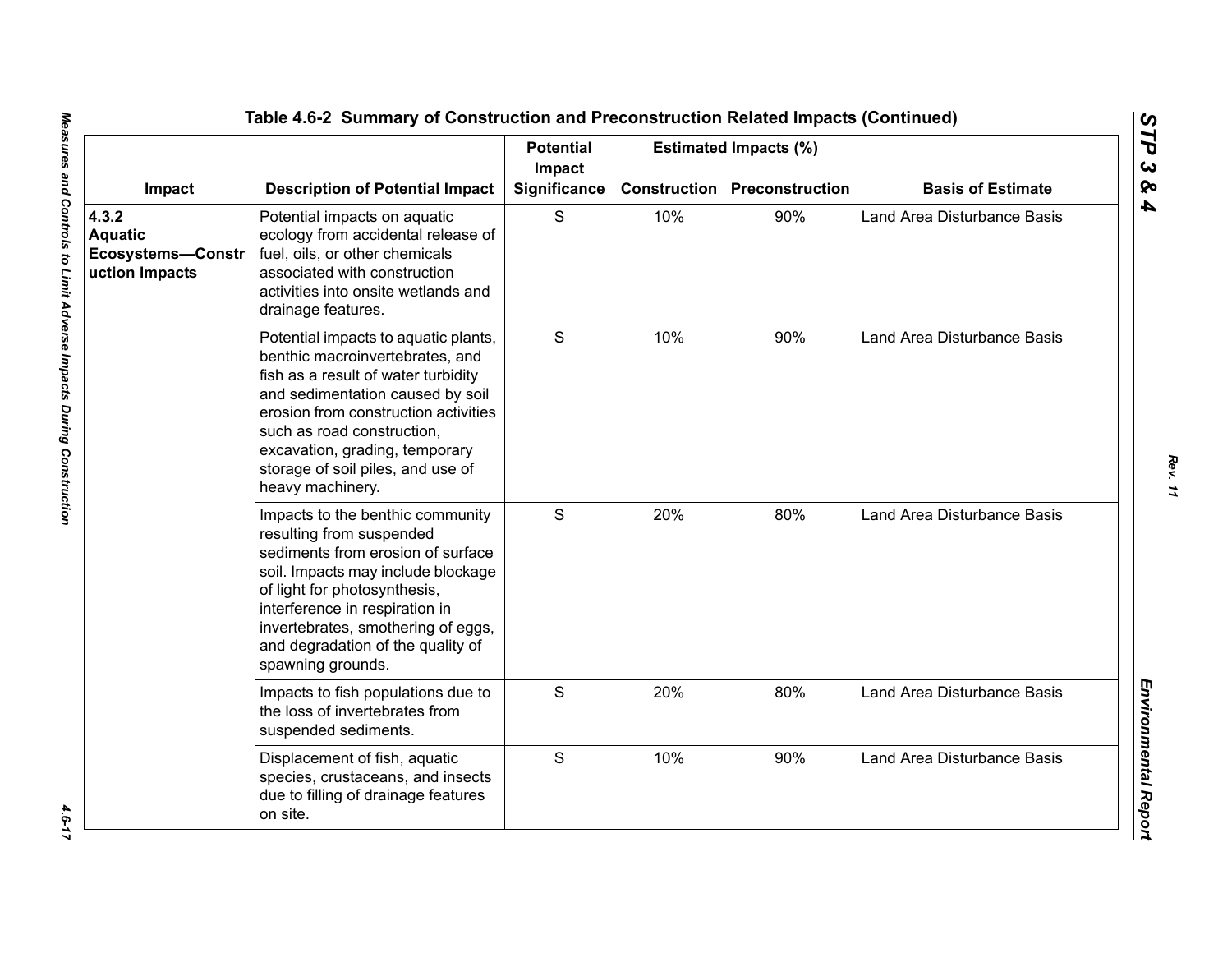## Table 4.6-2 Summary of Construction and Preconstruction Related Impacts (Continued)

| Impact | Description of Potential Impact | Potential Impact Significance | Estimated Impacts (%) | | Basis of Estimate |
|---|---|---|---|---|---|
| | | | Construction | Preconstruction | |
| **4.3.2 Aquatic Ecosystems—Construction Impacts** | Potential impacts on aquatic ecology from accidental release of fuel, oils, or other chemicals associated with construction activities into onsite wetlands and drainage features. | S | 10% | 90% | Land Area Disturbance Basis |
| | Potential impacts to aquatic plants, benthic macroinvertebrates, and fish as a result of water turbidity and sedimentation caused by soil erosion from construction activities such as road construction, excavation, grading, temporary storage of soil piles, and use of heavy machinery. | S | 10% | 90% | Land Area Disturbance Basis |
| | Impacts to the benthic community resulting from suspended sediments from erosion of surface soil. Impacts may include blockage of light for photosynthesis, interference in respiration in invertebrates, smothering of eggs, and degradation of the quality of spawning grounds. | S | 20% | 80% | Land Area Disturbance Basis |
| | Impacts to fish populations due to the loss of invertebrates from suspended sediments. | S | 20% | 80% | Land Area Disturbance Basis |
| | Displacement of fish, aquatic species, crustaceans, and insects due to filling of drainage features on site. | S | 10% | 90% | Land Area Disturbance Basis |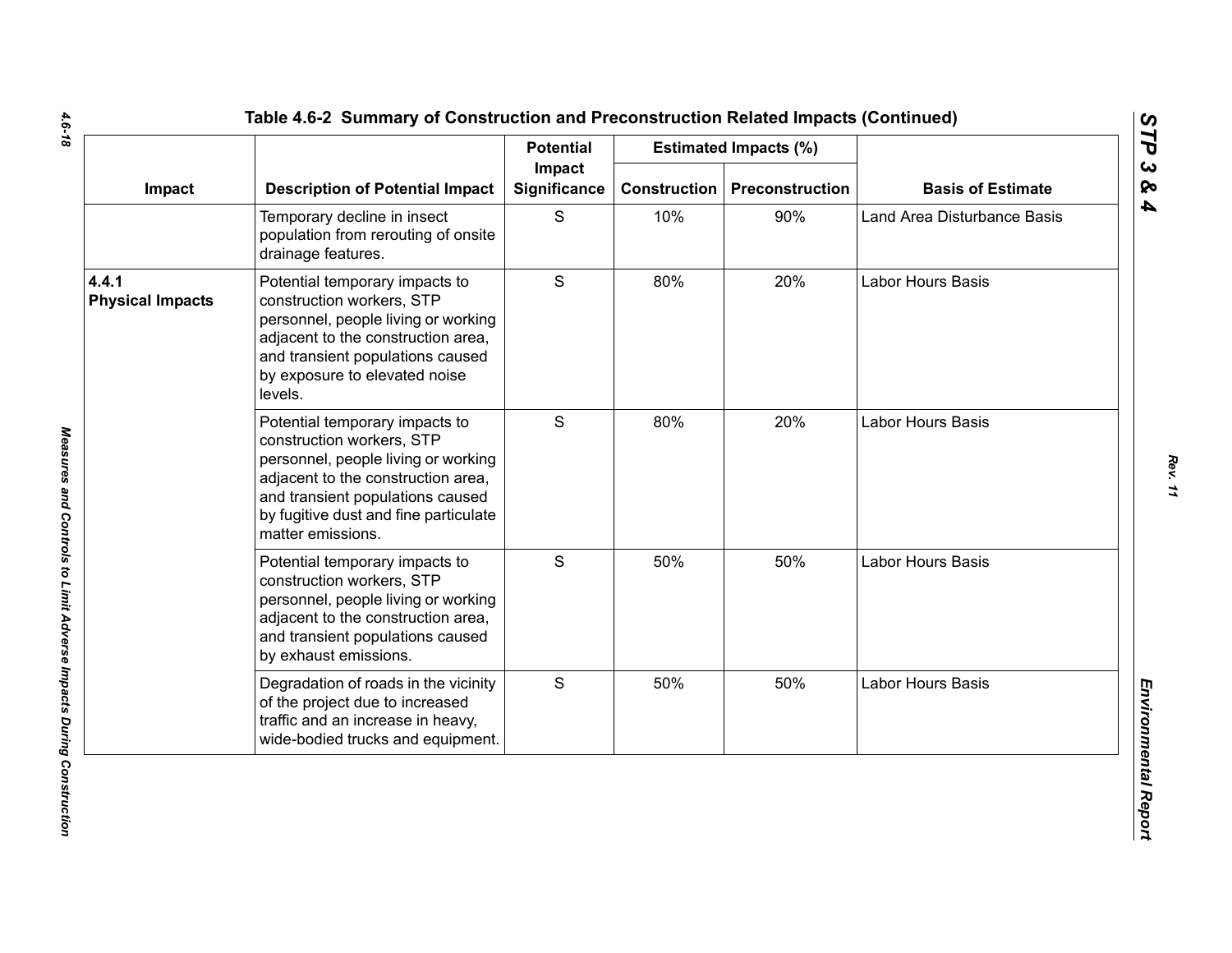Table 4.6-2 Summary of Construction and Preconstruction Related Impacts (Continued)

| Impact | Description of Potential Impact | Potential Impact Significance | Estimated Impacts (%) | | Basis of Estimate |
|---|---|---|---|---|---|
| | | | Construction | Preconstruction | |
| | Temporary decline in insect population from rerouting of onsite drainage features. | S | 10% | 90% | Land Area Disturbance Basis |
| **4.4.1 Physical Impacts** | Potential temporary impacts to construction workers, STP personnel, people living or working adjacent to the construction area, and transient populations caused by exposure to elevated noise levels. | S | 80% | 20% | Labor Hours Basis |
| | Potential temporary impacts to construction workers, STP personnel, people living or working adjacent to the construction area, and transient populations caused by fugitive dust and fine particulate matter emissions. | S | 80% | 20% | Labor Hours Basis |
| | Potential temporary impacts to construction workers, STP personnel, people living or working adjacent to the construction area, and transient populations caused by exhaust emissions. | S | 50% | 50% | Labor Hours Basis |
| | Degradation of roads in the vicinity of the project due to increased traffic and an increase in heavy, wide-bodied trucks and equipment. | S | 50% | 50% | Labor Hours Basis |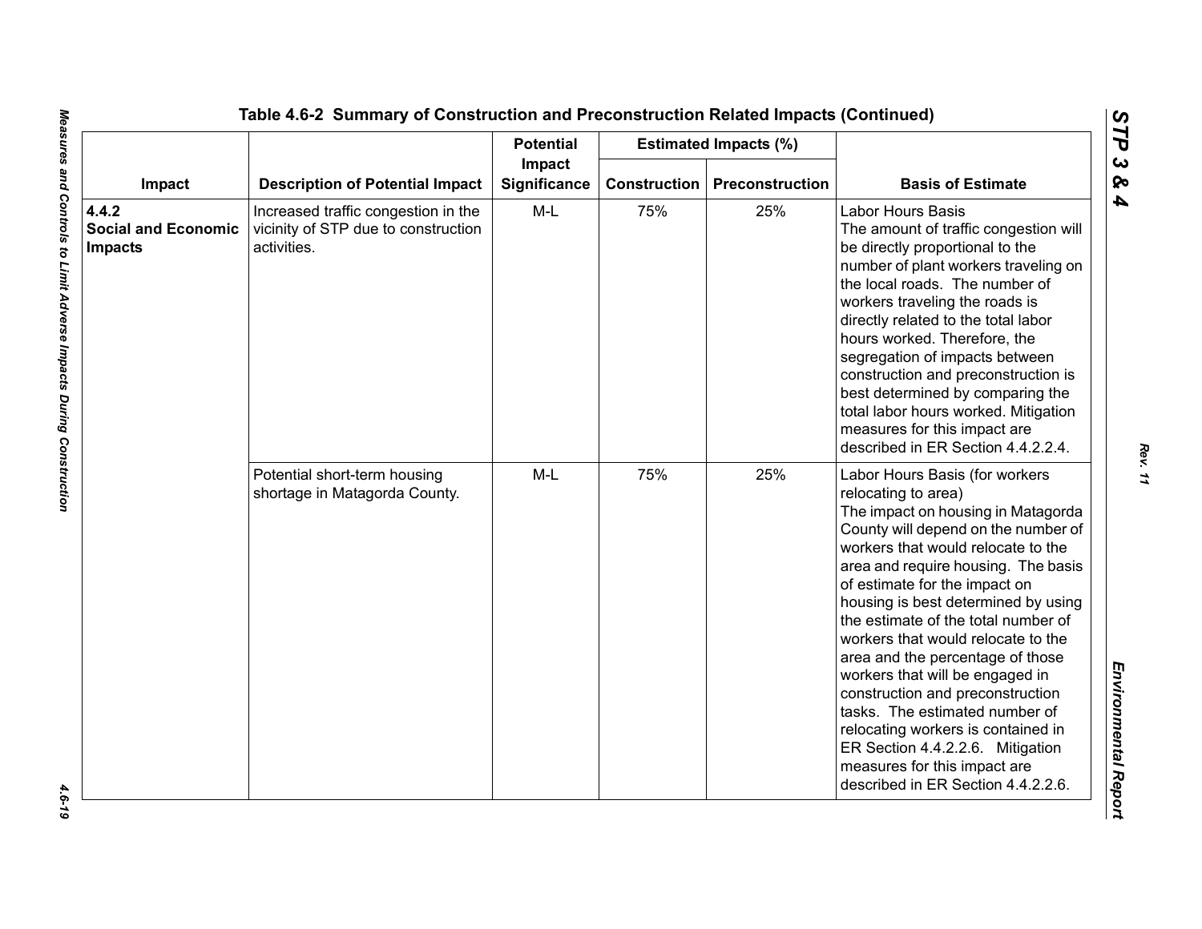**Table 4.6-2 Summary of Construction and Preconstruction Related Impacts (Continued)**

| Impact | Description of Potential Impact | Potential Impact Significance | Estimated Impacts (%) | | Basis of Estimate |
|---|---|---|---|---|---|
| | | | Construction | Preconstruction | |
| **4.4.2 Social and Economic Impacts** | Increased traffic congestion in the vicinity of STP due to construction activities. | M-L | 75% | 25% | Labor Hours Basis<br>The amount of traffic congestion will be directly proportional to the number of plant workers traveling on the local roads. The number of workers traveling the roads is directly related to the total labor hours worked. Therefore, the segregation of impacts between construction and preconstruction is best determined by comparing the total labor hours worked. Mitigation measures for this impact are described in ER Section 4.4.2.2.4. |
| | Potential short-term housing shortage in Matagorda County. | M-L | 75% | 25% | Labor Hours Basis (for workers relocating to area)<br>The impact on housing in Matagorda County will depend on the number of workers that would relocate to the area and require housing. The basis of estimate for the impact on housing is best determined by using the estimate of the total number of workers that would relocate to the area and the percentage of those workers that will be engaged in construction and preconstruction tasks. The estimated number of relocating workers is contained in ER Section 4.4.2.2.6. Mitigation measures for this impact are described in ER Section 4.4.2.2.6. |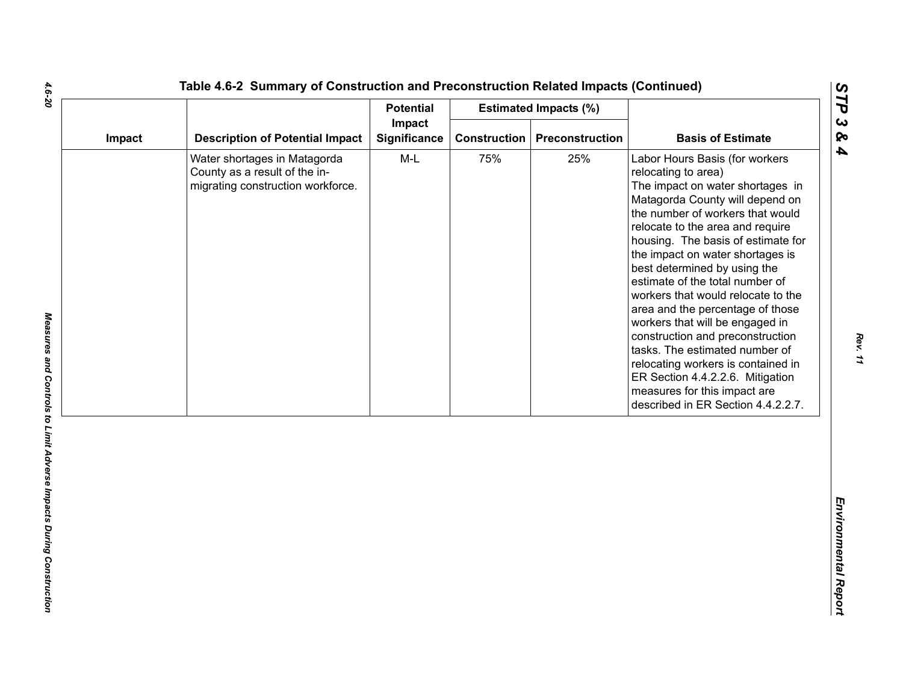Table 4.6-2 Summary of Construction and Preconstruction Related Impacts (Continued)

| Impact | Description of Potential Impact | Potential Impact Significance | Estimated Impacts (%) | | Basis of Estimate |
|---|---|---|---|---|---|
| | | | Construction | Preconstruction | |
| | Water shortages in Matagorda County as a result of the in-migrating construction workforce. | M-L | 75% | 25% | Labor Hours Basis (for workers relocating to area) The impact on water shortages in Matagorda County will depend on the number of workers that would relocate to the area and require housing. The basis of estimate for the impact on water shortages is best determined by using the estimate of the total number of workers that would relocate to the area and the percentage of those workers that will be engaged in construction and preconstruction tasks. The estimated number of relocating workers is contained in ER Section 4.4.2.2.6. Mitigation measures for this impact are described in ER Section 4.4.2.2.7. |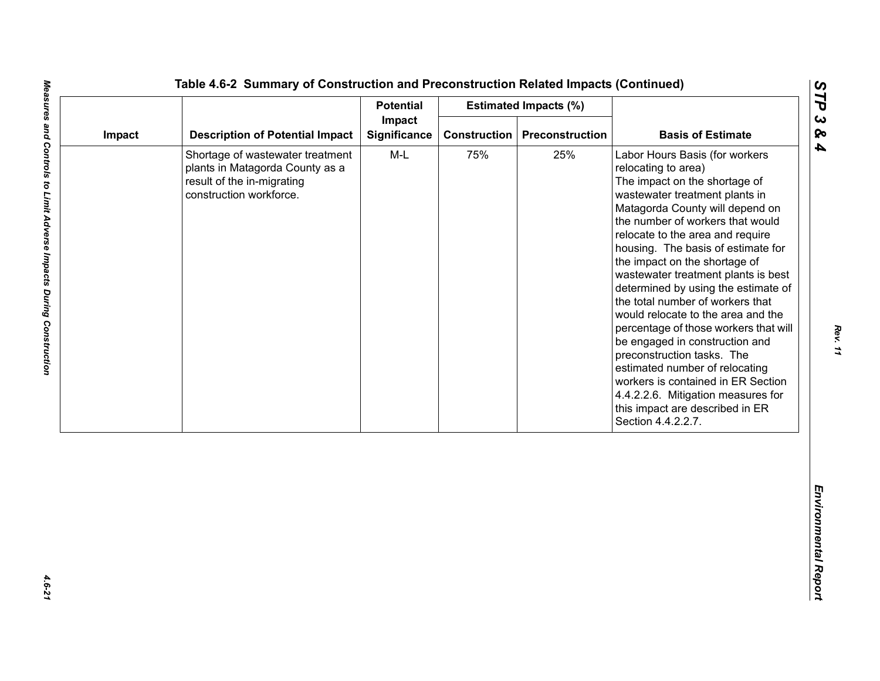Table 4.6-2 Summary of Construction and Preconstruction Related Impacts (Continued)

| Impact | Description of Potential Impact | Potential Impact Significance | Estimated Impacts (%) | | Basis of Estimate |
|---|---|---|---|---|---|
| | | | Construction | Preconstruction | |
| | Shortage of wastewater treatment plants in Matagorda County as a result of the in-migrating construction workforce. | M-L | 75% | 25% | Labor Hours Basis (for workers relocating to area) The impact on the shortage of wastewater treatment plants in Matagorda County will depend on the number of workers that would relocate to the area and require housing. The basis of estimate for the impact on the shortage of wastewater treatment plants is best determined by using the estimate of the total number of workers that would relocate to the area and the percentage of those workers that will be engaged in construction and preconstruction tasks. The estimated number of relocating workers is contained in ER Section 4.4.2.2.6. Mitigation measures for this impact are described in ER Section 4.4.2.2.7. |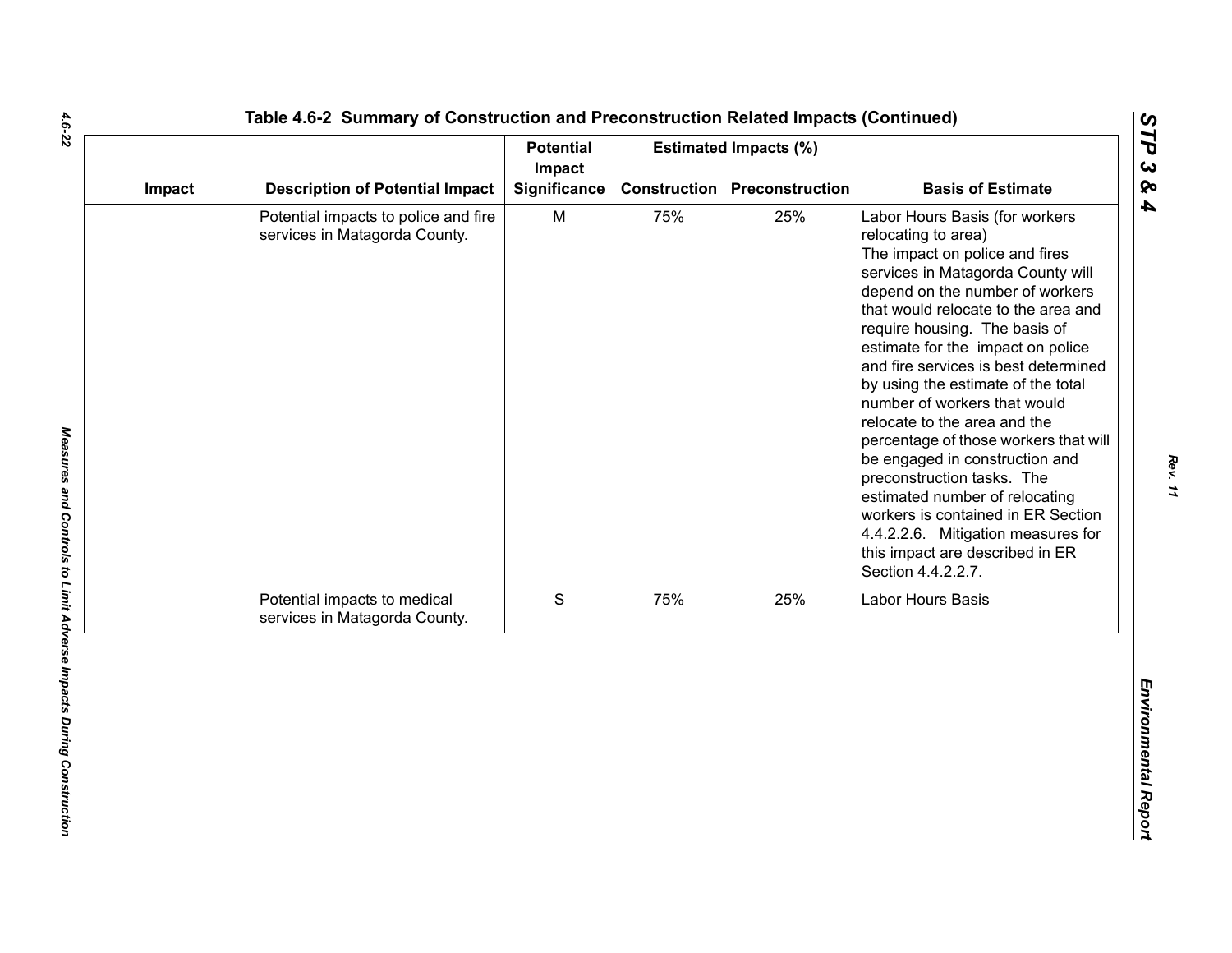## Table 4.6-2 Summary of Construction and Preconstruction Related Impacts (Continued)

| Impact | Description of Potential Impact | Potential Impact Significance | Estimated Impacts (%) | | Basis of Estimate |
|---|---|---|---|---|---|
| | | | Construction | Preconstruction | |
| | Potential impacts to police and fire services in Matagorda County. | M | 75% | 25% | Labor Hours Basis (for workers relocating to area) The impact on police and fires services in Matagorda County will depend on the number of workers that would relocate to the area and require housing. The basis of estimate for the impact on police and fire services is best determined by using the estimate of the total number of workers that would relocate to the area and the percentage of those workers that will be engaged in construction and preconstruction tasks. The estimated number of relocating workers is contained in ER Section 4.4.2.2.6. Mitigation measures for this impact are described in ER Section 4.4.2.2.7. |
| | Potential impacts to medical services in Matagorda County. | S | 75% | 25% | Labor Hours Basis |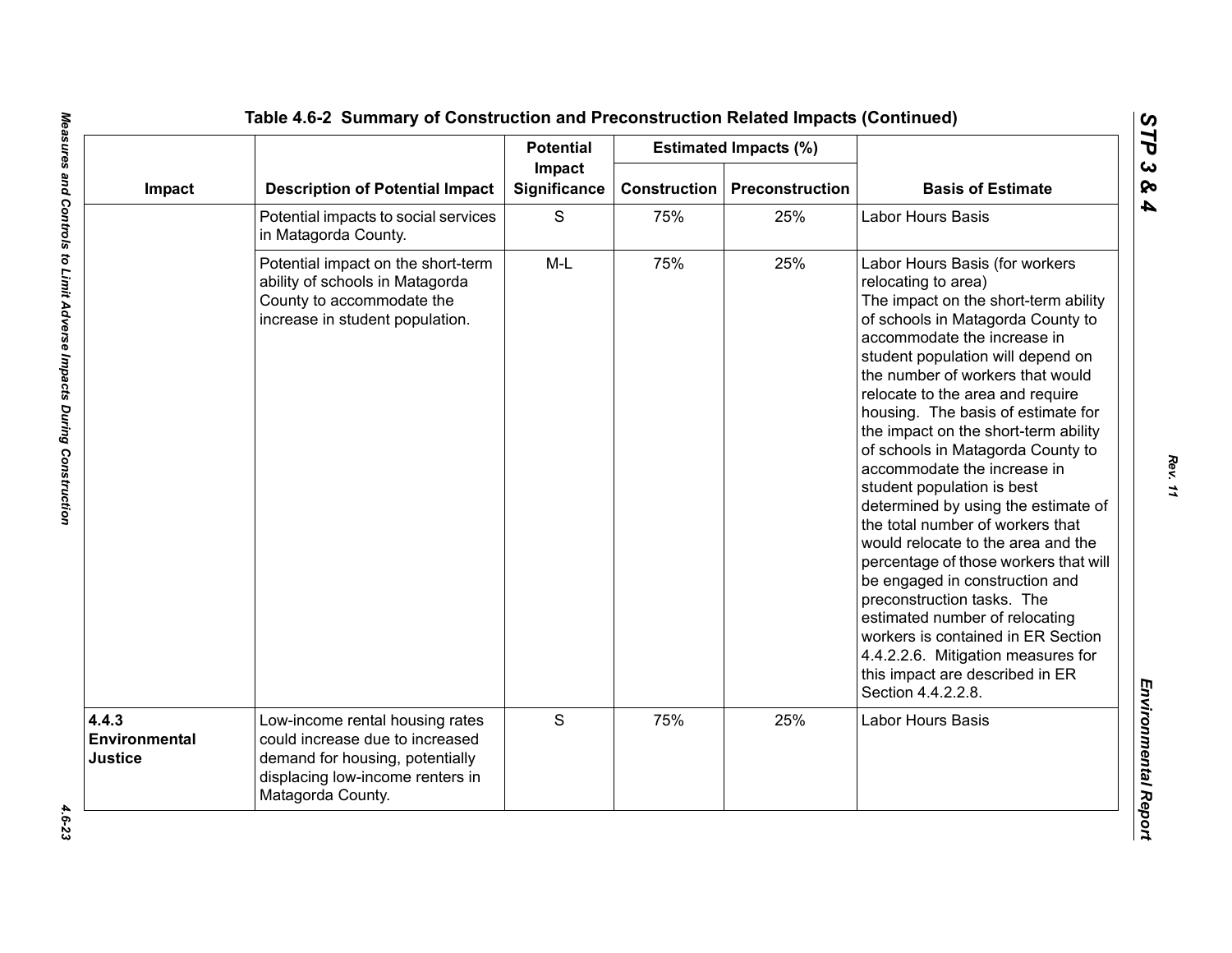**Table 4.6-2 Summary of Construction and Preconstruction Related Impacts (Continued)**

| Impact | Description of Potential Impact | Potential Impact Significance | Estimated Impacts (%) | | Basis of Estimate |
|---|---|---|---|---|---|
| | | | Construction | Preconstruction | |
| | Potential impacts to social services in Matagorda County. | S | 75% | 25% | Labor Hours Basis |
| | Potential impact on the short-term ability of schools in Matagorda County to accommodate the increase in student population. | M-L | 75% | 25% | Labor Hours Basis (for workers relocating to area) The impact on the short-term ability of schools in Matagorda County to accommodate the increase in student population will depend on the number of workers that would relocate to the area and require housing. The basis of estimate for the impact on the short-term ability of schools in Matagorda County to accommodate the increase in student population is best determined by using the estimate of the total number of workers that would relocate to the area and the percentage of those workers that will be engaged in construction and preconstruction tasks. The estimated number of relocating workers is contained in ER Section 4.4.2.2.6. Mitigation measures for this impact are described in ER Section 4.4.2.2.8. |
| **4.4.3 Environmental Justice** | Low-income rental housing rates could increase due to increased demand for housing, potentially displacing low-income renters in Matagorda County. | S | 75% | 25% | Labor Hours Basis |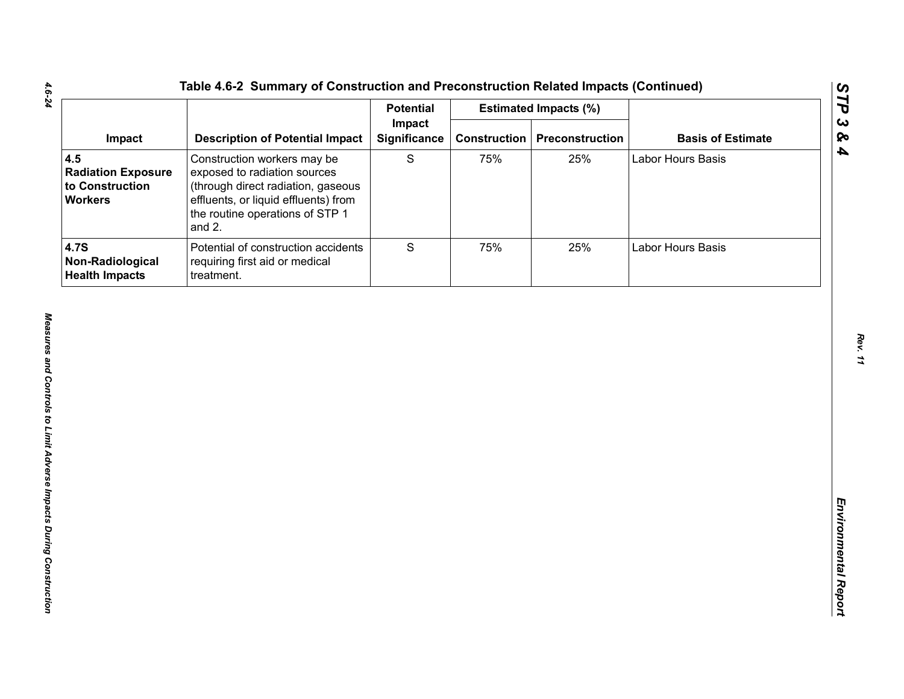**Table 4.6-2 Summary of Construction and Preconstruction Related Impacts (Continued)**

| Impact | Description of Potential Impact | Potential Impact Significance | Estimated Impacts (%) | | Basis of Estimate |
|---|---|---|---|---|---|
| | | | Construction | Preconstruction | |
| **4.5 Radiation Exposure to Construction Workers** | Construction workers may be exposed to radiation sources (through direct radiation, gaseous effluents, or liquid effluents) from the routine operations of STP 1 and 2. | S | 75% | 25% | Labor Hours Basis |
| **4.7S Non-Radiological Health Impacts** | Potential of construction accidents requiring first aid or medical treatment. | S | 75% | 25% | Labor Hours Basis |